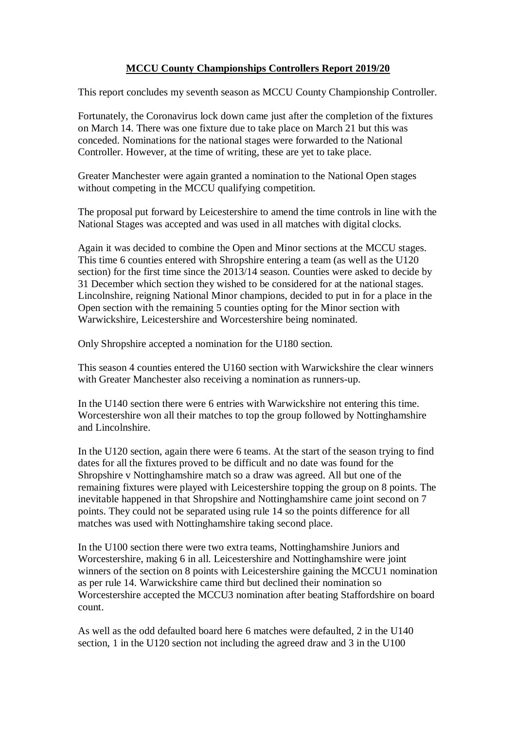# MCCU County Championships Controllers Report 2019/20

This report concludes my seventh season as MCCU County Championship Controller.

Fortunately, the Coronavirus lock down came just after the completion of the fixtures on March 14. There was one fixture due to take place on March 21 but this was conceded. Nominations for the national stages were forwarded to the National Controller. However, at the time of writing, these are yet to take place.

Greater Manchester were again granted a nomination to the National Open stages without competing in the MCCU qualifying competition.

The proposal put forward by Leicestershire to amend the time controls in line with the National Stages was accepted and was used in all matches with digital clocks.

Again it was decided to combine the Open and Minor sections at the MCCU stages. This time 6 counties entered with Shropshire entering a team (as well as the U120 section) for the first time since the 2013/14 season. Counties were asked to decide by 31 December which section they wished to be considered for at the national stages. Lincolnshire, reigning National Minor champions, decided to put in for a place in the Open section with the remaining 5 counties opting for the Minor section with Warwickshire, Leicestershire and Worcestershire being nominated.

Only Shropshire accepted a nomination for the U180 section.

This season 4 counties entered the U160 section with Warwickshire the clear winners with Greater Manchester also receiving a nomination as runners-up.

In the U140 section there were 6 entries with Warwickshire not entering this time. Worcestershire won all their matches to top the group followed by Nottinghamshire and Lincolnshire.

In the U120 section, again there were 6 teams. At the start of the season trying to find dates for all the fixtures proved to be difficult and no date was found for the Shropshire v Nottinghamshire match so a draw was agreed. All but one of the remaining fixtures were played with Leicestershire topping the group on 8 points. The inevitable happened in that Shropshire and Nottinghamshire came joint second on 7 points. They could not be separated using rule 14 so the points difference for all matches was used with Nottinghamshire taking second place.

In the U100 section there were two extra teams, Nottinghamshire Juniors and Worcestershire, making 6 in all. Leicestershire and Nottinghamshire were joint winners of the section on 8 points with Leicestershire gaining the MCCU1 nomination as per rule 14. Warwickshire came third but declined their nomination so Worcestershire accepted the MCCU3 nomination after beating Staffordshire on board count.

As well as the odd defaulted board here 6 matches were defaulted, 2 in the U140 section, 1 in the U120 section not including the agreed draw and 3 in the U100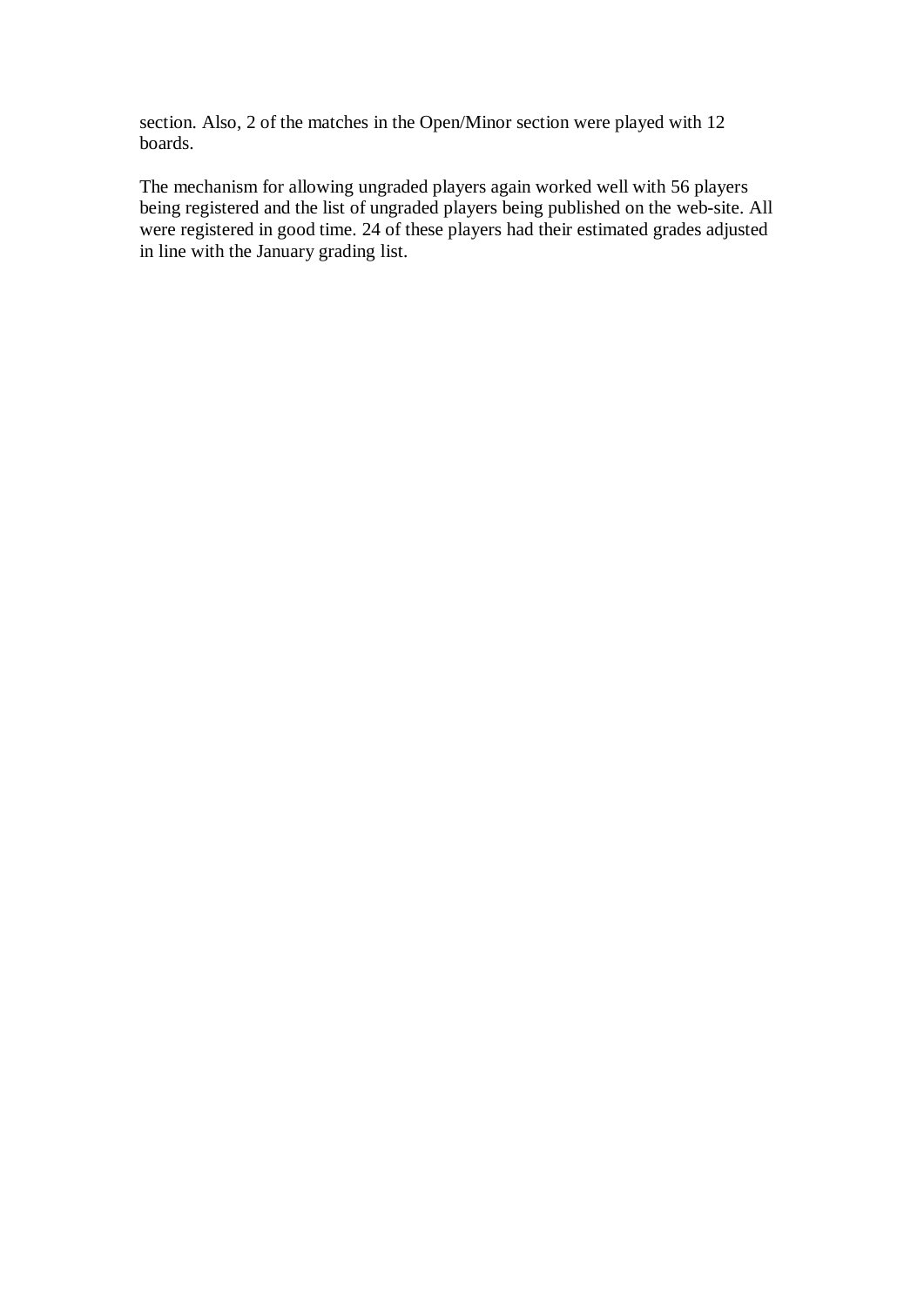section. Also, 2 of the matches in the Open/Minor section were played with 12 boards.

The mechanism for allowing ungraded players again worked well with 56 players being registered and the list of ungraded players being published on the web-site. All were registered in good time. 24 of these players had their estimated grades adjusted in line with the January grading list.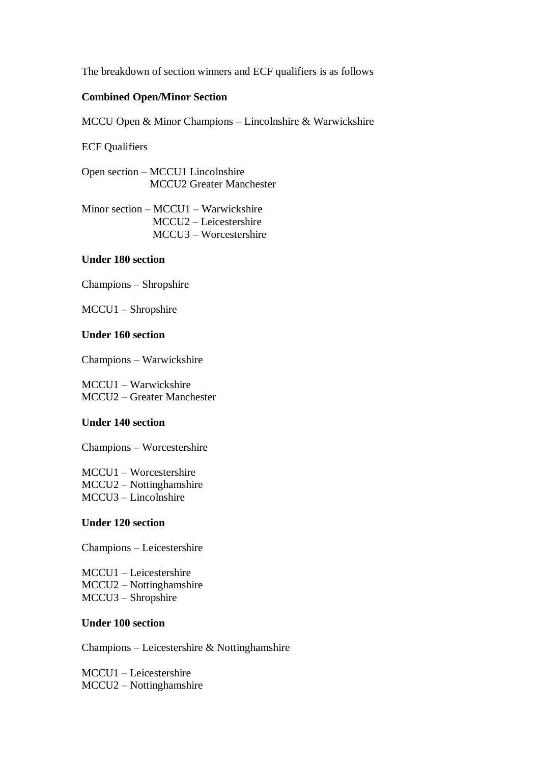The breakdown of section winners and ECF qualifiers is as follows

**Combined Open/Minor Section**

MCCU Open & Minor Champions – Lincolnshire & Warwickshire

ECF Qualifiers

Open section – MCCU1 Lincolnshire  
MCCU2 Greater Manchester

Minor section – MCCU1 – Warwickshire  
MCCU2 – Leicestershire  
MCCU3 – Worcestershire

**Under 180 section**

Champions – Shropshire

MCCU1 – Shropshire

**Under 160 section**

Champions – Warwickshire

MCCU1 – Warwickshire  
MCCU2 – Greater Manchester

**Under 140 section**

Champions – Worcestershire

MCCU1 – Worcestershire  
MCCU2 – Nottinghamshire  
MCCU3 – Lincolnshire

**Under 120 section**

Champions – Leicestershire

MCCU1 – Leicestershire  
MCCU2 – Nottinghamshire  
MCCU3 – Shropshire

**Under 100 section**

Champions – Leicestershire & Nottinghamshire

MCCU1 – Leicestershire  
MCCU2 – Nottinghamshire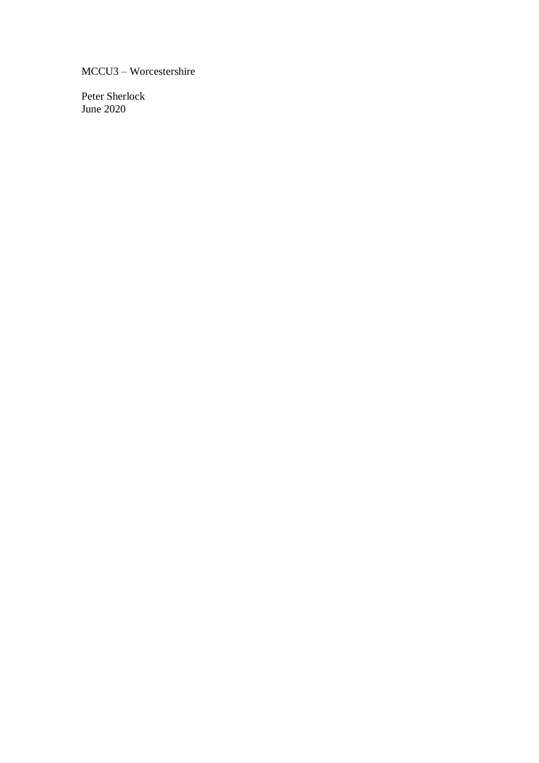MCCU3 – Worcestershire

Peter Sherlock
June 2020